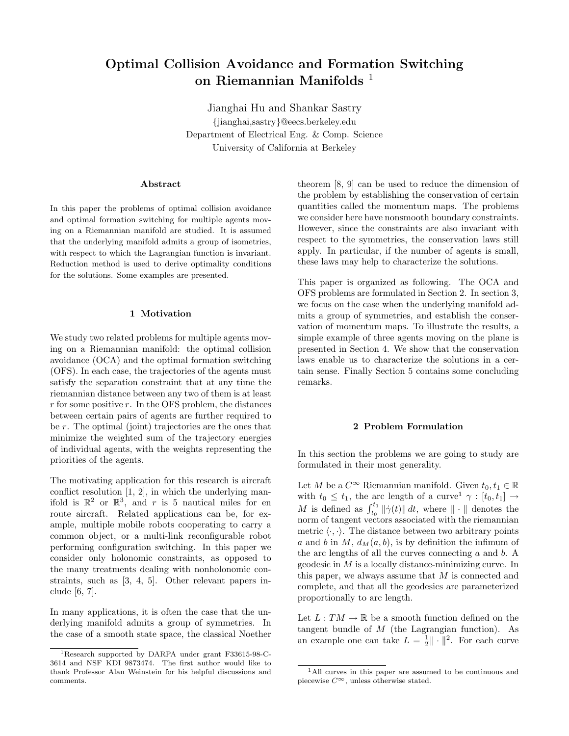# Optimal Collision Avoidance and Formation Switching on Riemannian Manifolds [1]

Jianghai Hu and Shankar Sastry

{jianghai,sastry}@eecs.berkeley.edu

Department of Electrical Eng. & Comp. Science

University of California at Berkeley

## Abstract

In this paper the problems of optimal collision avoidance and optimal formation switching for multiple agents moving on a Riemannian manifold are studied. It is assumed that the underlying manifold admits a group of isometries, with respect to which the Lagrangian function is invariant. Reduction method is used to derive optimality conditions for the solutions. Some examples are presented.

## 1 Motivation

We study two related problems for multiple agents moving on a Riemannian manifold: the optimal collision avoidance (OCA) and the optimal formation switching (OFS). In each case, the trajectories of the agents must satisfy the separation constraint that at any time the riemannian distance between any two of them is at least $r$ for some positive $r$. In the OFS problem, the distances between certain pairs of agents are further required to be $r$. The optimal (joint) trajectories are the ones that minimize the weighted sum of the trajectory energies of individual agents, with the weights representing the priorities of the agents.

The motivating application for this research is aircraft conflict resolution [1, 2], in which the underlying manifold is $\mathbb{R}^2$ or $\mathbb{R}^3$, and $r$ is 5 nautical miles for en route aircraft. Related applications can be, for example, multiple mobile robots cooperating to carry a common object, or a multi-link reconfigurable robot performing configuration switching. In this paper we consider only holonomic constraints, as opposed to the many treatments dealing with nonholonomic constraints, such as [3, 4, 5]. Other relevant papers include [6, 7].

In many applications, it is often the case that the underlying manifold admits a group of symmetries. In the case of a smooth state space, the classical Noether theorem [8, 9] can be used to reduce the dimension of the problem by establishing the conservation of certain quantities called the momentum maps. The problems we consider here have nonsmooth boundary constraints. However, since the constraints are also invariant with respect to the symmetries, the conservation laws still apply. In particular, if the number of agents is small, these laws may help to characterize the solutions.

This paper is organized as following. The OCA and OFS problems are formulated in Section 2. In section 3, we focus on the case when the underlying manifold admits a group of symmetries, and establish the conservation of momentum maps. To illustrate the results, a simple example of three agents moving on the plane is presented in Section 4. We show that the conservation laws enable us to characterize the solutions in a certain sense. Finally Section 5 contains some concluding remarks.

## 2 Problem Formulation

In this section the problems we are going to study are formulated in their most generality.

Let $M$ be a $C^\infty$ Riemannian manifold. Given $t_0, t_1 \in \mathbb{R}$ with $t_0 \le t_1$, the arc length of a curve[1] $\gamma : [t_0, t_1] \to M$ is defined as $\int_{t_0}^{t_1} \|\dot{\gamma}(t)\| \, dt$, where $\|\cdot\|$ denotes the norm of tangent vectors associated with the riemannian metric $\langle \cdot, \cdot \rangle$. The distance between two arbitrary points $a$ and $b$ in $M$, $d_M(a, b)$, is by definition the infimum of the arc lengths of all the curves connecting $a$ and $b$. A geodesic in $M$ is a locally distance-minimizing curve. In this paper, we always assume that $M$ is connected and complete, and that all the geodesics are parameterized proportionally to arc length.

Let $L : TM \to \mathbb{R}$ be a smooth function defined on the tangent bundle of $M$ (the Lagrangian function). As an example one can take $L = \frac{1}{2}\|\cdot\|^2$. For each curve

---

[1] Research supported by DARPA under grant F33615-98-C-3614 and NSF KDI 9873474. The first author would like to thank Professor Alan Weinstein for his helpful discussions and comments.

[1] All curves in this paper are assumed to be continuous and piecewise $C^\infty$, unless otherwise stated.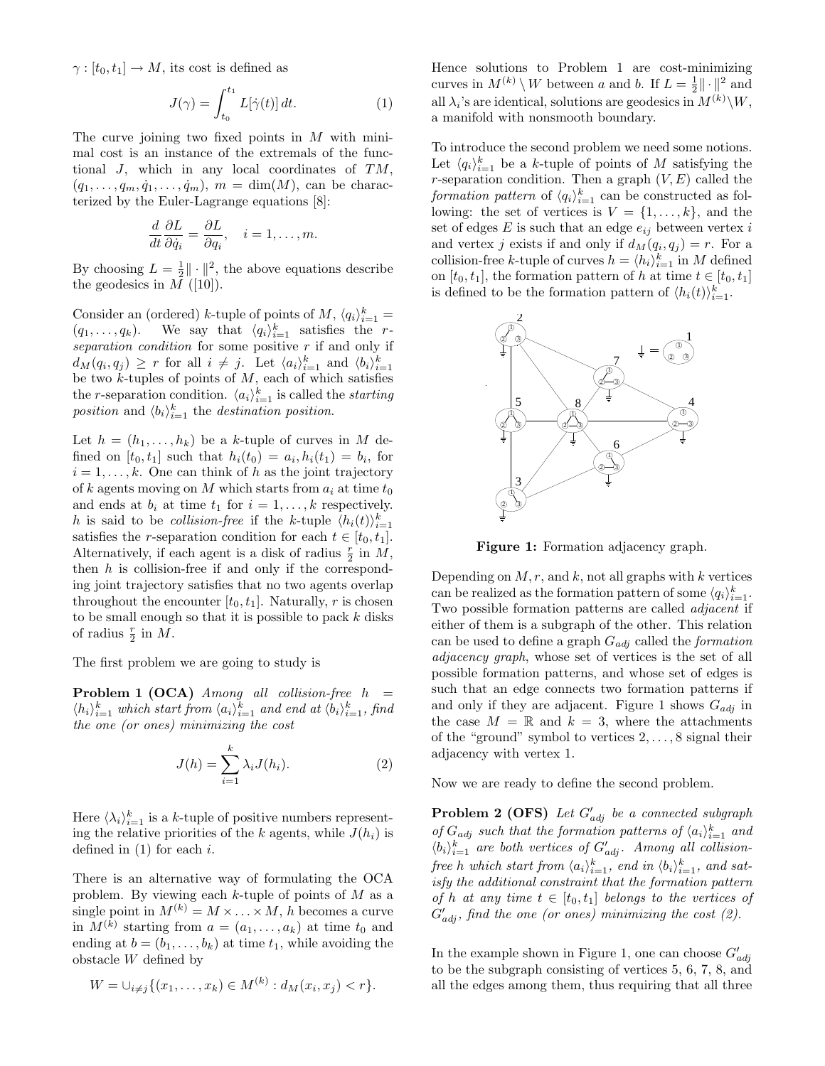$\gamma : [t_0, t_1] \to M$, its cost is defined as

$$J(\gamma) = \int_{t_0}^{t_1} L[\dot{\gamma}(t)]\, dt. \tag{1}$$

The curve joining two fixed points in $M$ with minimal cost is an instance of the extremals of the functional $J$, which in any local coordinates of $TM$, $(q_1, \ldots, q_m, \dot{q}_1, \ldots, \dot{q}_m)$, $m = \dim(M)$, can be characterized by the Euler-Lagrange equations [8]:

$$\frac{d}{dt}\frac{\partial L}{\partial \dot{q}_i} = \frac{\partial L}{\partial q_i}, \quad i = 1, \ldots, m.$$

By choosing $L = \frac{1}{2}\|\cdot\|^2$, the above equations describe the geodesics in $M$ ([10]).

Consider an (ordered) $k$-tuple of points of $M$, $\langle q_i \rangle_{i=1}^k = (q_1, \ldots, q_k)$. We say that $\langle q_i \rangle_{i=1}^k$ satisfies the *$r$-separation condition* for some positive $r$ if and only if $d_M(q_i, q_j) \geq r$ for all $i \neq j$. Let $\langle a_i \rangle_{i=1}^k$ and $\langle b_i \rangle_{i=1}^k$ be two $k$-tuples of points of $M$, each of which satisfies the $r$-separation condition. $\langle a_i \rangle_{i=1}^k$ is called the *starting position* and $\langle b_i \rangle_{i=1}^k$ the *destination position*.

Let $h = (h_1, \ldots, h_k)$ be a $k$-tuple of curves in $M$ defined on $[t_0, t_1]$ such that $h_i(t_0) = a_i, h_i(t_1) = b_i$, for $i = 1, \ldots, k$. One can think of $h$ as the joint trajectory of $k$ agents moving on $M$ which starts from $a_i$ at time $t_0$ and ends at $b_i$ at time $t_1$ for $i = 1, \ldots, k$ respectively. $h$ is said to be *collision-free* if the $k$-tuple $\langle h_i(t) \rangle_{i=1}^k$ satisfies the $r$-separation condition for each $t \in [t_0, t_1]$. Alternatively, if each agent is a disk of radius $\frac{r}{2}$ in $M$, then $h$ is collision-free if and only if the corresponding joint trajectory satisfies that no two agents overlap throughout the encounter $[t_0, t_1]$. Naturally, $r$ is chosen to be small enough so that it is possible to pack $k$ disks of radius $\frac{r}{2}$ in $M$.

The first problem we are going to study is

**Problem 1 (OCA)** *Among all collision-free $h = \langle h_i \rangle_{i=1}^k$ which start from $\langle a_i \rangle_{i=1}^k$ and end at $\langle b_i \rangle_{i=1}^k$, find the one (or ones) minimizing the cost*

$$J(h) = \sum_{i=1}^{k} \lambda_i J(h_i). \tag{2}$$

Here $\langle \lambda_i \rangle_{i=1}^k$ is a $k$-tuple of positive numbers representing the relative priorities of the $k$ agents, while $J(h_i)$ is defined in (1) for each $i$.

There is an alternative way of formulating the OCA problem. By viewing each $k$-tuple of points of $M$ as a single point in $M^{(k)} = M \times \ldots \times M$, $h$ becomes a curve in $M^{(k)}$ starting from $a = (a_1, \ldots, a_k)$ at time $t_0$ and ending at $b = (b_1, \ldots, b_k)$ at time $t_1$, while avoiding the obstacle $W$ defined by

$$W = \cup_{i \neq j}\{(x_1, \ldots, x_k) \in M^{(k)} : d_M(x_i, x_j) < r\}.$$

Hence solutions to Problem 1 are cost-minimizing curves in $M^{(k)} \setminus W$ between $a$ and $b$. If $L = \frac{1}{2}\|\cdot\|^2$ and all $\lambda_i$'s are identical, solutions are geodesics in $M^{(k)} \setminus W$, a manifold with nonsmooth boundary.

To introduce the second problem we need some notions. Let $\langle q_i \rangle_{i=1}^k$ be a $k$-tuple of points of $M$ satisfying the $r$-separation condition. Then a graph $(V, E)$ called the *formation pattern* of $\langle q_i \rangle_{i=1}^k$ can be constructed as following: the set of vertices is $V = \{1, \ldots, k\}$, and the set of edges $E$ is such that an edge $e_{ij}$ between vertex $i$ and vertex $j$ exists if and only if $d_M(q_i, q_j) = r$. For a collision-free $k$-tuple of curves $h = \langle h_i \rangle_{i=1}^k$ in $M$ defined on $[t_0, t_1]$, the formation pattern of $h$ at time $t \in [t_0, t_1]$ is defined to be the formation pattern of $\langle h_i(t) \rangle_{i=1}^k$.

**Figure 1:** Formation adjacency graph.

Depending on $M, r$, and $k$, not all graphs with $k$ vertices can be realized as the formation pattern of some $\langle q_i \rangle_{i=1}^k$. Two possible formation patterns are called *adjacent* if either of them is a subgraph of the other. This relation can be used to define a graph $G_{adj}$ called the *formation adjacency graph*, whose set of vertices is the set of all possible formation patterns, and whose set of edges is such that an edge connects two formation patterns if and only if they are adjacent. Figure 1 shows $G_{adj}$ in the case $M = \mathbb{R}$ and $k = 3$, where the attachments of the "ground" symbol to vertices $2, \ldots, 8$ signal their adjacency with vertex 1.

Now we are ready to define the second problem.

**Problem 2 (OFS)** *Let $G'_{adj}$ be a connected subgraph of $G_{adj}$ such that the formation patterns of $\langle a_i \rangle_{i=1}^k$ and $\langle b_i \rangle_{i=1}^k$ are both vertices of $G'_{adj}$. Among all collision-free $h$ which start from $\langle a_i \rangle_{i=1}^k$, end in $\langle b_i \rangle_{i=1}^k$, and satisfy the additional constraint that the formation pattern of $h$ at any time $t \in [t_0, t_1]$ belongs to the vertices of $G'_{adj}$, find the one (or ones) minimizing the cost (2).*

In the example shown in Figure 1, one can choose $G'_{adj}$ to be the subgraph consisting of vertices 5, 6, 7, 8, and all the edges among them, thus requiring that all three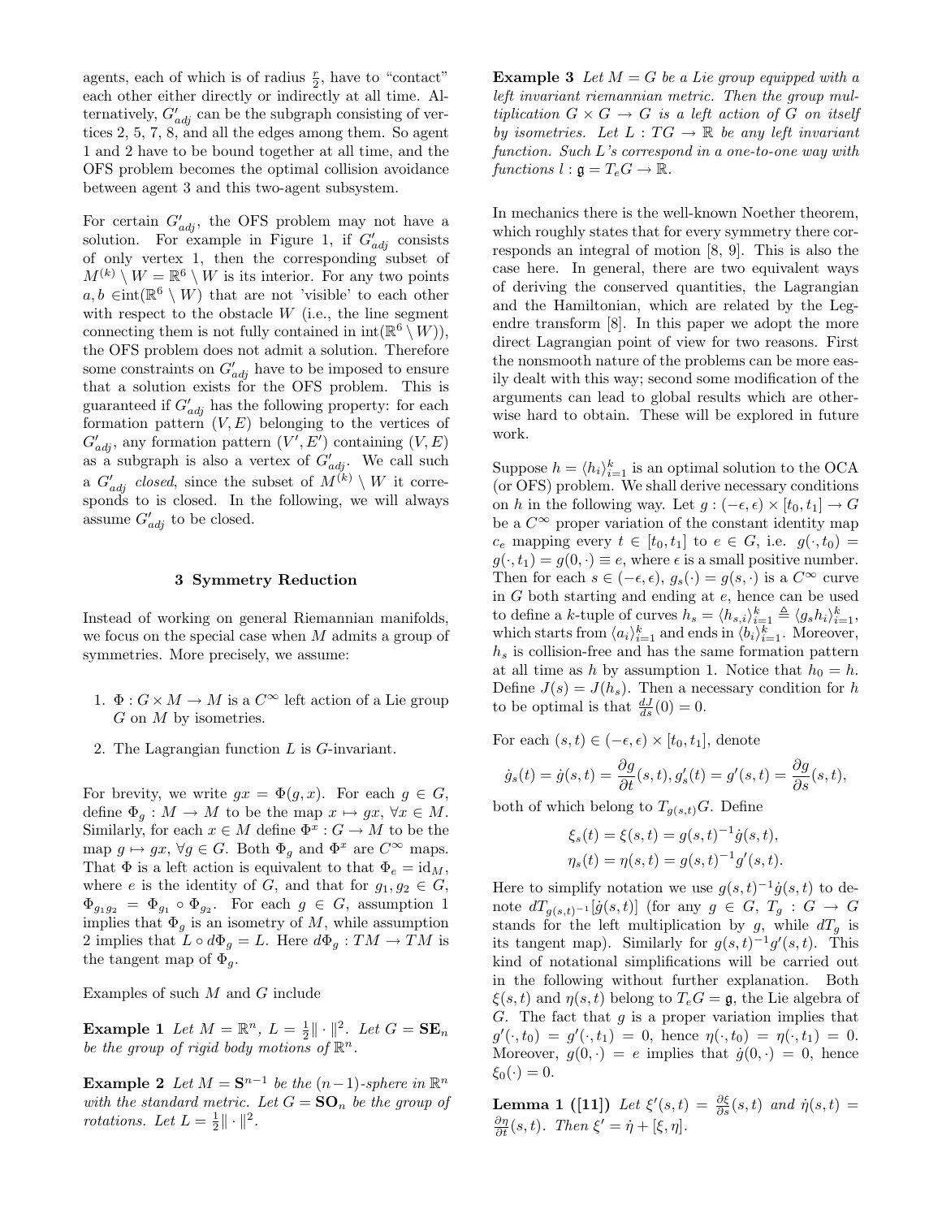agents, each of which is of radius $\frac{r}{2}$, have to "contact" each other either directly or indirectly at all time. Alternatively, $G'_{adj}$ can be the subgraph consisting of vertices 2, 5, 7, 8, and all the edges among them. So agent 1 and 2 have to be bound together at all time, and the OFS problem becomes the optimal collision avoidance between agent 3 and this two-agent subsystem.

For certain $G'_{adj}$, the OFS problem may not have a solution. For example in Figure 1, if $G'_{adj}$ consists of only vertex 1, then the corresponding subset of $M^{(k)} \setminus W = \mathbb{R}^6 \setminus W$ is its interior. For any two points $a, b \in \text{int}(\mathbb{R}^6 \setminus W)$ that are not 'visible' to each other with respect to the obstacle $W$ (i.e., the line segment connecting them is not fully contained in $\text{int}(\mathbb{R}^6 \setminus W)$), the OFS problem does not admit a solution. Therefore some constraints on $G'_{adj}$ have to be imposed to ensure that a solution exists for the OFS problem. This is guaranteed if $G'_{adj}$ has the following property: for each formation pattern $(V, E)$ belonging to the vertices of $G'_{adj}$, any formation pattern $(V', E')$ containing $(V, E)$ as a subgraph is also a vertex of $G'_{adj}$. We call such a $G'_{adj}$ *closed*, since the subset of $M^{(k)} \setminus W$ it corresponds to is closed. In the following, we will always assume $G'_{adj}$ to be closed.

## 3 Symmetry Reduction

Instead of working on general Riemannian manifolds, we focus on the special case when $M$ admits a group of symmetries. More precisely, we assume:

1. $\Phi : G \times M \to M$ is a $C^\infty$ left action of a Lie group $G$ on $M$ by isometries.
2. The Lagrangian function $L$ is $G$-invariant.

For brevity, we write $gx = \Phi(g, x)$. For each $g \in G$, define $\Phi_g : M \to M$ to be the map $x \mapsto gx$, $\forall x \in M$. Similarly, for each $x \in M$ define $\Phi^x : G \to M$ to be the map $g \mapsto gx$, $\forall g \in G$. Both $\Phi_g$ and $\Phi^x$ are $C^\infty$ maps. That $\Phi$ is a left action is equivalent to that $\Phi_e = \text{id}_M$, where $e$ is the identity of $G$, and that for $g_1, g_2 \in G$, $\Phi_{g_1 g_2} = \Phi_{g_1} \circ \Phi_{g_2}$. For each $g \in G$, assumption 1 implies that $\Phi_g$ is an isometry of $M$, while assumption 2 implies that $L \circ d\Phi_g = L$. Here $d\Phi_g : TM \to TM$ is the tangent map of $\Phi_g$.

Examples of such $M$ and $G$ include

**Example 1** *Let $M = \mathbb{R}^n$, $L = \frac{1}{2}\|\cdot\|^2$. Let $G = \mathbf{SE}_n$ be the group of rigid body motions of $\mathbb{R}^n$.*

**Example 2** *Let $M = \mathbf{S}^{n-1}$ be the $(n-1)$-sphere in $\mathbb{R}^n$ with the standard metric. Let $G = \mathbf{SO}_n$ be the group of rotations. Let $L = \frac{1}{2}\|\cdot\|^2$.*

**Example 3** *Let $M = G$ be a Lie group equipped with a left invariant riemannian metric. Then the group multiplication $G \times G \to G$ is a left action of $G$ on itself by isometries. Let $L : TG \to \mathbb{R}$ be any left invariant function. Such $L$'s correspond in a one-to-one way with functions $l : \mathfrak{g} = T_e G \to \mathbb{R}$.*

In mechanics there is the well-known Noether theorem, which roughly states that for every symmetry there corresponds an integral of motion [8, 9]. This is also the case here. In general, there are two equivalent ways of deriving the conserved quantities, the Lagrangian and the Hamiltonian, which are related by the Legendre transform [8]. In this paper we adopt the more direct Lagrangian point of view for two reasons. First the nonsmooth nature of the problems can be more easily dealt with this way; second some modification of the arguments can lead to global results which are otherwise hard to obtain. These will be explored in future work.

Suppose $h = \langle h_i \rangle_{i=1}^k$ is an optimal solution to the OCA (or OFS) problem. We shall derive necessary conditions on $h$ in the following way. Let $g : (-\epsilon, \epsilon) \times [t_0, t_1] \to G$ be a $C^\infty$ proper variation of the constant identity map $c_e$ mapping every $t \in [t_0, t_1]$ to $e \in G$, i.e. $g(\cdot, t_0) = g(\cdot, t_1) = g(0, \cdot) \equiv e$, where $\epsilon$ is a small positive number. Then for each $s \in (-\epsilon, \epsilon)$, $g_s(\cdot) = g(s, \cdot)$ is a $C^\infty$ curve in $G$ both starting and ending at $e$, hence can be used to define a $k$-tuple of curves $h_s = \langle h_{s,i} \rangle_{i=1}^k \triangleq \langle g_s h_i \rangle_{i=1}^k$, which starts from $\langle a_i \rangle_{i=1}^k$ and ends in $\langle b_i \rangle_{i=1}^k$. Moreover, $h_s$ is collision-free and has the same formation pattern at all time as $h$ by assumption 1. Notice that $h_0 = h$. Define $J(s) = J(h_s)$. Then a necessary condition for $h$ to be optimal is that $\frac{dJ}{ds}(0) = 0$.

For each $(s, t) \in (-\epsilon, \epsilon) \times [t_0, t_1]$, denote

$$\dot{g}_s(t) = \dot{g}(s, t) = \frac{\partial g}{\partial t}(s, t), g'_s(t) = g'(s, t) = \frac{\partial g}{\partial s}(s, t),$$

both of which belong to $T_{g(s,t)}G$. Define

$$\xi_s(t) = \xi(s, t) = g(s, t)^{-1} \dot{g}(s, t),$$
$$\eta_s(t) = \eta(s, t) = g(s, t)^{-1} g'(s, t).$$

Here to simplify notation we use $g(s,t)^{-1}\dot{g}(s,t)$ to denote $dT_{g(s,t)^{-1}}[\dot{g}(s,t)]$ (for any $g \in G$, $T_g : G \to G$ stands for the left multiplication by $g$, while $dT_g$ is its tangent map). Similarly for $g(s,t)^{-1}g'(s,t)$. This kind of notational simplifications will be carried out in the following without further explanation. Both $\xi(s,t)$ and $\eta(s,t)$ belong to $T_e G = \mathfrak{g}$, the Lie algebra of $G$. The fact that $g$ is a proper variation implies that $g'(\cdot, t_0) = g'(\cdot, t_1) = 0$, hence $\eta(\cdot, t_0) = \eta(\cdot, t_1) = 0$. Moreover, $g(0, \cdot) = e$ implies that $\dot{g}(0, \cdot) = 0$, hence $\xi_0(\cdot) = 0$.

**Lemma 1 ([11])** *Let $\xi'(s,t) = \frac{\partial \xi}{\partial s}(s,t)$ and $\dot{\eta}(s,t) = \frac{\partial \eta}{\partial t}(s,t)$. Then $\xi' = \dot{\eta} + [\xi, \eta]$.*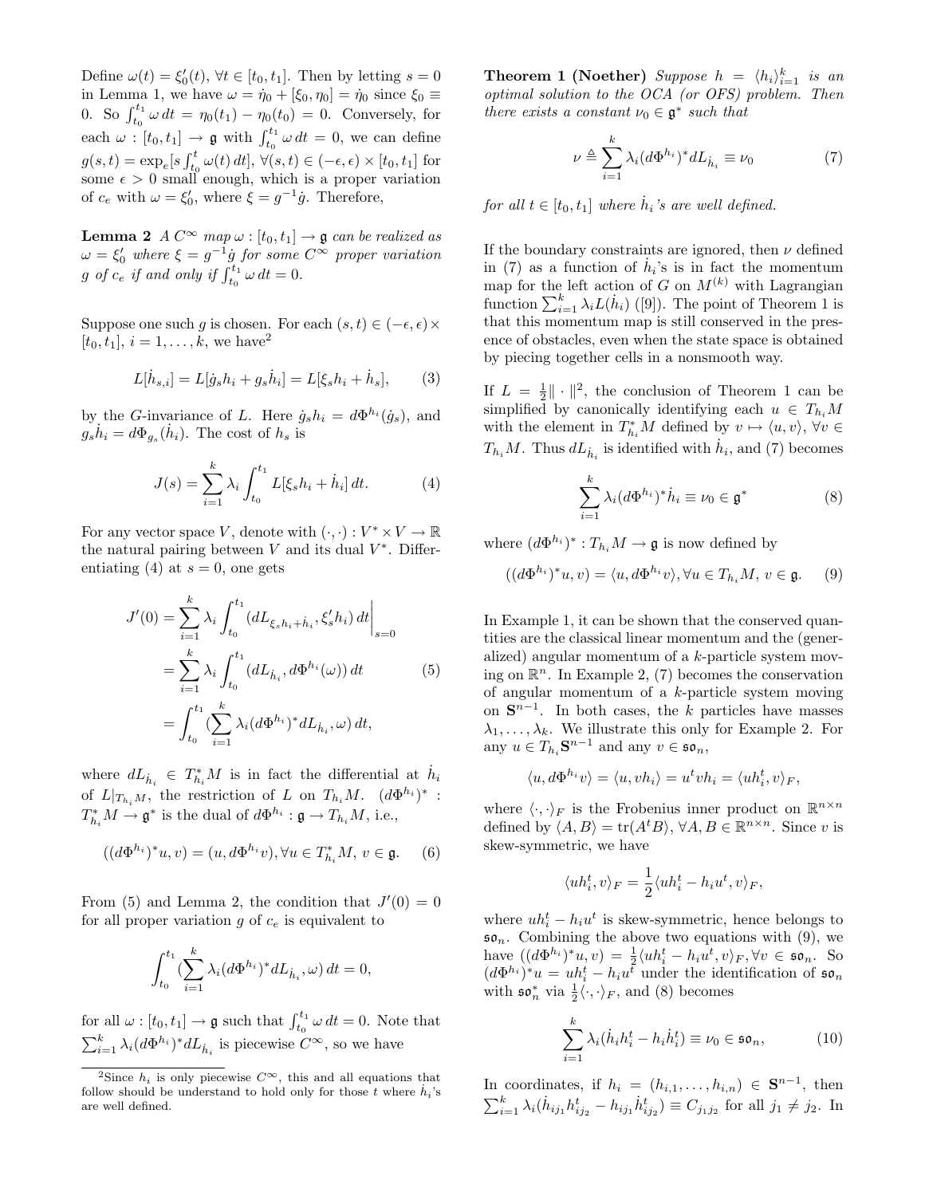Define $\omega(t) = \xi_0'(t)$, $\forall t \in [t_0, t_1]$. Then by letting $s = 0$ in Lemma 1, we have $\omega = \dot{\eta}_0 + [\xi_0, \eta_0] = \dot{\eta}_0$ since $\xi_0 \equiv 0$. So $\int_{t_0}^{t_1} \omega \, dt = \eta_0(t_1) - \eta_0(t_0) = 0$. Conversely, for each $\omega : [t_0, t_1] \to \mathfrak{g}$ with $\int_{t_0}^{t_1} \omega \, dt = 0$, we can define $g(s,t) = \exp_e[s \int_{t_0}^{t} \omega(t) \, dt]$, $\forall (s,t) \in (-\epsilon, \epsilon) \times [t_0, t_1]$ for some $\epsilon > 0$ small enough, which is a proper variation of $c_e$ with $\omega = \xi_0'$, where $\xi = g^{-1}\dot{g}$. Therefore,

**Lemma 2** *A $C^\infty$ map $\omega : [t_0, t_1] \to \mathfrak{g}$ can be realized as $\omega = \xi_0'$ where $\xi = g^{-1}\dot{g}$ for some $C^\infty$ proper variation $g$ of $c_e$ if and only if $\int_{t_0}^{t_1} \omega \, dt = 0$.*

Suppose one such $g$ is chosen. For each $(s,t) \in (-\epsilon, \epsilon) \times [t_0, t_1]$, $i = 1, \ldots, k$, we have[2]

$$L[\dot{h}_{s,i}] = L[\dot{g}_s h_i + g_s \dot{h}_i] = L[\xi_s h_i + \dot{h}_s], \tag{3}$$

by the $G$-invariance of $L$. Here $\dot{g}_s h_i = d\Phi^{h_i}(\dot{g}_s)$, and $g_s \dot{h}_i = d\Phi_{g_s}(\dot{h}_i)$. The cost of $h_s$ is

$$J(s) = \sum_{i=1}^{k} \lambda_i \int_{t_0}^{t_1} L[\xi_s h_i + \dot{h}_i] \, dt. \tag{4}$$

For any vector space $V$, denote with $(\cdot, \cdot) : V^* \times V \to \mathbb{R}$ the natural pairing between $V$ and its dual $V^*$. Differentiating (4) at $s = 0$, one gets

$$\begin{aligned}
J'(0) &= \sum_{i=1}^{k} \lambda_i \int_{t_0}^{t_1} (dL_{\xi_s h_i + \dot{h}_i}, \xi_s' h_i) \, dt \Big|_{s=0} \\
&= \sum_{i=1}^{k} \lambda_i \int_{t_0}^{t_1} (dL_{\dot{h}_i}, d\Phi^{h_i}(\omega)) \, dt \\
&= \int_{t_0}^{t_1} (\sum_{i=1}^{k} \lambda_i (d\Phi^{h_i})^* dL_{\dot{h}_i}, \omega) \, dt,
\end{aligned} \tag{5}$$

where $dL_{\dot{h}_i} \in T^*_{h_i} M$ is in fact the differential at $\dot{h}_i$ of $L|_{T_{h_i} M}$, the restriction of $L$ on $T_{h_i} M$. $(d\Phi^{h_i})^* : T^*_{h_i} M \to \mathfrak{g}^*$ is the dual of $d\Phi^{h_i} : \mathfrak{g} \to T_{h_i} M$, i.e.,

$$((d\Phi^{h_i})^* u, v) = (u, d\Phi^{h_i} v), \forall u \in T^*_{h_i} M, \, v \in \mathfrak{g}. \tag{6}$$

From (5) and Lemma 2, the condition that $J'(0) = 0$ for all proper variation $g$ of $c_e$ is equivalent to

$$\int_{t_0}^{t_1} (\sum_{i=1}^{k} \lambda_i (d\Phi^{h_i})^* dL_{\dot{h}_i}, \omega) \, dt = 0,$$

for all $\omega : [t_0, t_1] \to \mathfrak{g}$ such that $\int_{t_0}^{t_1} \omega \, dt = 0$. Note that $\sum_{i=1}^{k} \lambda_i (d\Phi^{h_i})^* dL_{\dot{h}_i}$ is piecewise $C^\infty$, so we have

[2] Since $h_i$ is only piecewise $C^\infty$, this and all equations that follow should be understand to hold only for those $t$ where $\dot{h}_i$'s are well defined.

**Theorem 1 (Noether)** *Suppose $h = \langle h_i \rangle_{i=1}^{k}$ is an optimal solution to the OCA (or OFS) problem. Then there exists a constant $\nu_0 \in \mathfrak{g}^*$ such that*

$$\nu \triangleq \sum_{i=1}^{k} \lambda_i (d\Phi^{h_i})^* dL_{\dot{h}_i} \equiv \nu_0 \tag{7}$$

*for all $t \in [t_0, t_1]$ where $\dot{h}_i$'s are well defined.*

If the boundary constraints are ignored, then $\nu$ defined in (7) as a function of $\dot{h}_i$'s is in fact the momentum map for the left action of $G$ on $M^{(k)}$ with Lagrangian function $\sum_{i=1}^{k} \lambda_i L(\dot{h}_i)$ ([9]). The point of Theorem 1 is that this momentum map is still conserved in the presence of obstacles, even when the state space is obtained by piecing together cells in a nonsmooth way.

If $L = \frac{1}{2} \| \cdot \|^2$, the conclusion of Theorem 1 can be simplified by canonically identifying each $u \in T_{h_i} M$ with the element in $T^*_{h_i} M$ defined by $v \mapsto \langle u, v \rangle$, $\forall v \in T_{h_i} M$. Thus $dL_{\dot{h}_i}$ is identified with $\dot{h}_i$, and (7) becomes

$$\sum_{i=1}^{k} \lambda_i (d\Phi^{h_i})^* \dot{h}_i \equiv \nu_0 \in \mathfrak{g}^* \tag{8}$$

where $(d\Phi^{h_i})^* : T_{h_i} M \to \mathfrak{g}$ is now defined by

$$((d\Phi^{h_i})^* u, v) = \langle u, d\Phi^{h_i} v \rangle, \forall u \in T_{h_i} M, \, v \in \mathfrak{g}. \tag{9}$$

In Example 1, it can be shown that the conserved quantities are the classical linear momentum and the (generalized) angular momentum of a $k$-particle system moving on $\mathbb{R}^n$. In Example 2, (7) becomes the conservation of angular momentum of a $k$-particle system moving on $\mathbf{S}^{n-1}$. In both cases, the $k$ particles have masses $\lambda_1, \ldots, \lambda_k$. We illustrate this only for Example 2. For any $u \in T_{h_i} \mathbf{S}^{n-1}$ and any $v \in \mathfrak{so}_n$,

$$\langle u, d\Phi^{h_i} v \rangle = \langle u, v h_i \rangle = u^t v h_i = \langle u h_i^t, v \rangle_F,$$

where $\langle \cdot, \cdot \rangle_F$ is the Frobenius inner product on $\mathbb{R}^{n \times n}$ defined by $\langle A, B \rangle = \operatorname{tr}(A^t B)$, $\forall A, B \in \mathbb{R}^{n \times n}$. Since $v$ is skew-symmetric, we have

$$\langle u h_i^t, v \rangle_F = \frac{1}{2} \langle u h_i^t - h_i u^t, v \rangle_F,$$

where $u h_i^t - h_i u^t$ is skew-symmetric, hence belongs to $\mathfrak{so}_n$. Combining the above two equations with (9), we have $((d\Phi^{h_i})^* u, v) = \frac{1}{2} \langle u h_i^t - h_i u^t, v \rangle_F, \forall v \in \mathfrak{so}_n$. So $(d\Phi^{h_i})^* u = u h_i^t - h_i u^t$ under the identification of $\mathfrak{so}_n$ with $\mathfrak{so}_n^*$ via $\frac{1}{2} \langle \cdot, \cdot \rangle_F$, and (8) becomes

$$\sum_{i=1}^{k} \lambda_i (\dot{h}_i h_i^t - h_i \dot{h}_i^t) \equiv \nu_0 \in \mathfrak{so}_n, \tag{10}$$

In coordinates, if $h_i = (h_{i,1}, \ldots, h_{i,n}) \in \mathbf{S}^{n-1}$, then $\sum_{i=1}^{k} \lambda_i (\dot{h}_{ij_1} h_{ij_2}^t - h_{ij_1} \dot{h}_{ij_2}^t) \equiv C_{j_1 j_2}$ for all $j_1 \neq j_2$. In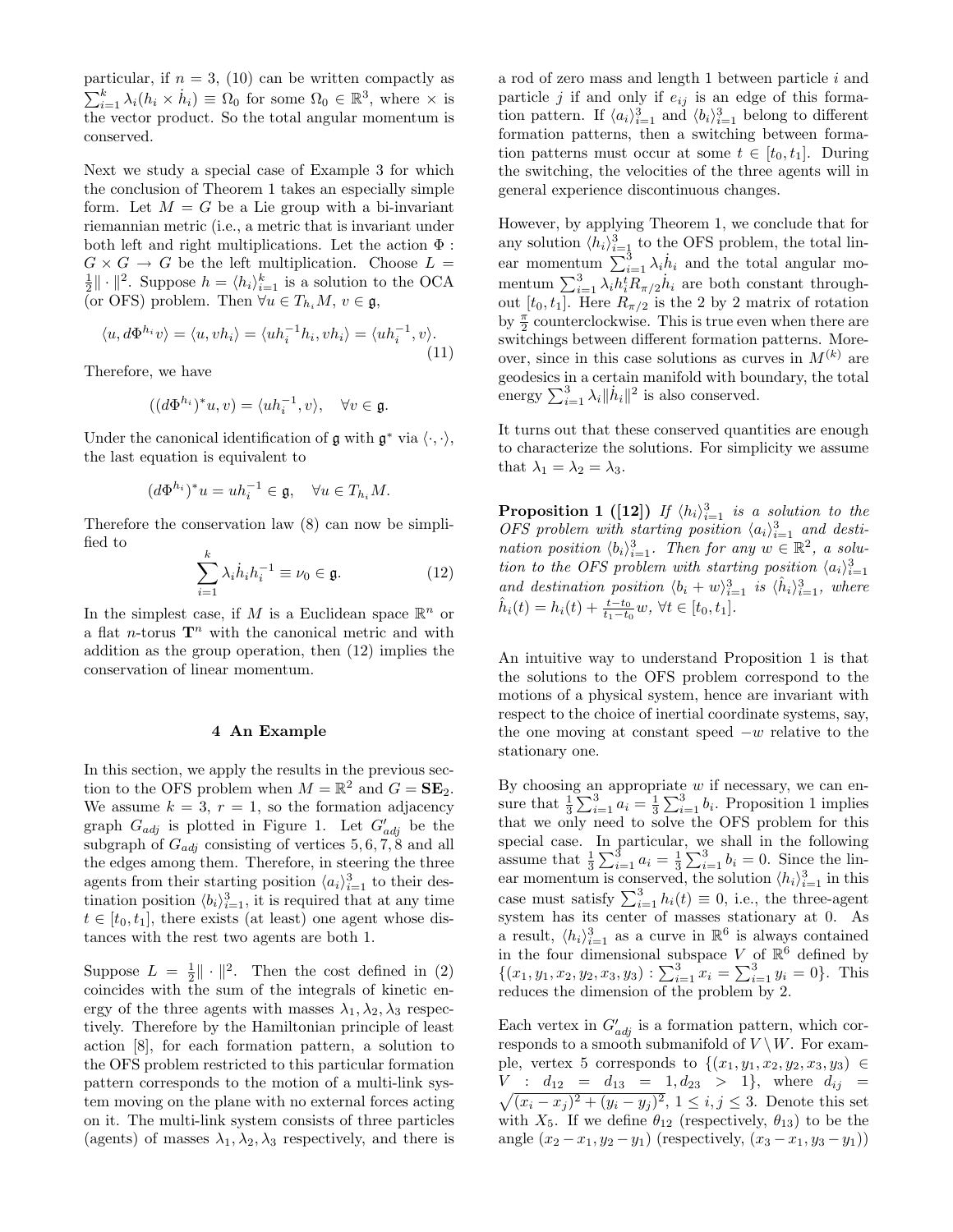particular, if $n = 3$, (10) can be written compactly as $\sum_{i=1}^{k} \lambda_i (h_i \times \dot{h}_i) \equiv \Omega_0$ for some $\Omega_0 \in \mathbb{R}^3$, where $\times$ is the vector product. So the total angular momentum is conserved.

Next we study a special case of Example 3 for which the conclusion of Theorem 1 takes an especially simple form. Let $M = G$ be a Lie group with a bi-invariant riemannian metric (i.e., a metric that is invariant under both left and right multiplications. Let the action $\Phi : G \times G \to G$ be the left multiplication. Choose $L = \frac{1}{2}\|\cdot\|^2$. Suppose $h = \langle h_i \rangle_{i=1}^{k}$ is a solution to the OCA (or OFS) problem. Then $\forall u \in T_{h_i}M$, $v \in \mathfrak{g}$,

$$\langle u, d\Phi^{h_i} v\rangle = \langle u, v h_i\rangle = \langle u h_i^{-1} h_i, v h_i\rangle = \langle u h_i^{-1}, v\rangle. \tag{11}$$

Therefore, we have

$$((d\Phi^{h_i})^* u, v) = \langle u h_i^{-1}, v\rangle, \quad \forall v \in \mathfrak{g}.$$

Under the canonical identification of $\mathfrak{g}$ with $\mathfrak{g}^*$ via $\langle \cdot, \cdot \rangle$, the last equation is equivalent to

$$(d\Phi^{h_i})^* u = u h_i^{-1} \in \mathfrak{g}, \quad \forall u \in T_{h_i}M.$$

Therefore the conservation law (8) can now be simplified to

$$\sum_{i=1}^{k} \lambda_i \dot{h}_i h_i^{-1} \equiv \nu_0 \in \mathfrak{g}. \tag{12}$$

In the simplest case, if $M$ is a Euclidean space $\mathbb{R}^n$ or a flat $n$-torus $\mathbf{T}^n$ with the canonical metric and with addition as the group operation, then (12) implies the conservation of linear momentum.

## 4 An Example

In this section, we apply the results in the previous section to the OFS problem when $M = \mathbb{R}^2$ and $G = \mathbf{SE}_2$. We assume $k = 3$, $r = 1$, so the formation adjacency graph $G_{adj}$ is plotted in Figure 1. Let $G'_{adj}$ be the subgraph of $G_{adj}$ consisting of vertices $5, 6, 7, 8$ and all the edges among them. Therefore, in steering the three agents from their starting position $\langle a_i \rangle_{i=1}^{3}$ to their destination position $\langle b_i \rangle_{i=1}^{3}$, it is required that at any time $t \in [t_0, t_1]$, there exists (at least) one agent whose distances with the rest two agents are both 1.

Suppose $L = \frac{1}{2}\|\cdot\|^2$. Then the cost defined in (2) coincides with the sum of the integrals of kinetic energy of the three agents with masses $\lambda_1, \lambda_2, \lambda_3$ respectively. Therefore by the Hamiltonian principle of least action [8], for each formation pattern, a solution to the OFS problem restricted to this particular formation pattern corresponds to the motion of a multi-link system moving on the plane with no external forces acting on it. The multi-link system consists of three particles (agents) of masses $\lambda_1, \lambda_2, \lambda_3$ respectively, and there is a rod of zero mass and length 1 between particle $i$ and particle $j$ if and only if $e_{ij}$ is an edge of this formation pattern. If $\langle a_i \rangle_{i=1}^{3}$ and $\langle b_i \rangle_{i=1}^{3}$ belong to different formation patterns, then a switching between formation patterns must occur at some $t \in [t_0, t_1]$. During the switching, the velocities of the three agents will in general experience discontinuous changes.

However, by applying Theorem 1, we conclude that for any solution $\langle h_i \rangle_{i=1}^{3}$ to the OFS problem, the total linear momentum $\sum_{i=1}^{3} \lambda_i \dot{h}_i$ and the total angular momentum $\sum_{i=1}^{3} \lambda_i h_i^t R_{\pi/2} \dot{h}_i$ are both constant throughout $[t_0, t_1]$. Here $R_{\pi/2}$ is the 2 by 2 matrix of rotation by $\frac{\pi}{2}$ counterclockwise. This is true even when there are switchings between different formation patterns. Moreover, since in this case solutions as curves in $M^{(k)}$ are geodesics in a certain manifold with boundary, the total energy $\sum_{i=1}^{3} \lambda_i \|\dot{h}_i\|^2$ is also conserved.

It turns out that these conserved quantities are enough to characterize the solutions. For simplicity we assume that $\lambda_1 = \lambda_2 = \lambda_3$.

**Proposition 1 ([12])** *If $\langle h_i \rangle_{i=1}^{3}$ is a solution to the OFS problem with starting position $\langle a_i \rangle_{i=1}^{3}$ and destination position $\langle b_i \rangle_{i=1}^{3}$. Then for any $w \in \mathbb{R}^2$, a solution to the OFS problem with starting position $\langle a_i \rangle_{i=1}^{3}$ and destination position $\langle b_i + w \rangle_{i=1}^{3}$ is $\langle \hat{h}_i \rangle_{i=1}^{3}$, where $\hat{h}_i(t) = h_i(t) + \frac{t - t_0}{t_1 - t_0} w$, $\forall t \in [t_0, t_1]$.*

An intuitive way to understand Proposition 1 is that the solutions to the OFS problem correspond to the motions of a physical system, hence are invariant with respect to the choice of inertial coordinate systems, say, the one moving at constant speed $-w$ relative to the stationary one.

By choosing an appropriate $w$ if necessary, we can ensure that $\frac{1}{3}\sum_{i=1}^{3} a_i = \frac{1}{3}\sum_{i=1}^{3} b_i$. Proposition 1 implies that we only need to solve the OFS problem for this special case. In particular, we shall in the following assume that $\frac{1}{3}\sum_{i=1}^{3} a_i = \frac{1}{3}\sum_{i=1}^{3} b_i = 0$. Since the linear momentum is conserved, the solution $\langle h_i \rangle_{i=1}^{3}$ in this case must satisfy $\sum_{i=1}^{3} h_i(t) \equiv 0$, i.e., the three-agent system has its center of masses stationary at 0. As a result, $\langle h_i \rangle_{i=1}^{3}$ as a curve in $\mathbb{R}^6$ is always contained in the four dimensional subspace $V$ of $\mathbb{R}^6$ defined by $\{(x_1, y_1, x_2, y_2, x_3, y_3) : \sum_{i=1}^{3} x_i = \sum_{i=1}^{3} y_i = 0\}$. This reduces the dimension of the problem by 2.

Each vertex in $G'_{adj}$ is a formation pattern, which corresponds to a smooth submanifold of $V \setminus W$. For example, vertex 5 corresponds to $\{(x_1, y_1, x_2, y_2, x_3, y_3) \in V : d_{12} = d_{13} = 1, d_{23} > 1\}$, where $d_{ij} = \sqrt{(x_i - x_j)^2 + (y_i - y_j)^2}$, $1 \le i, j \le 3$. Denote this set with $X_5$. If we define $\theta_{12}$ (respectively, $\theta_{13}$) to be the angle $(x_2 - x_1, y_2 - y_1)$ (respectively, $(x_3 - x_1, y_3 - y_1)$)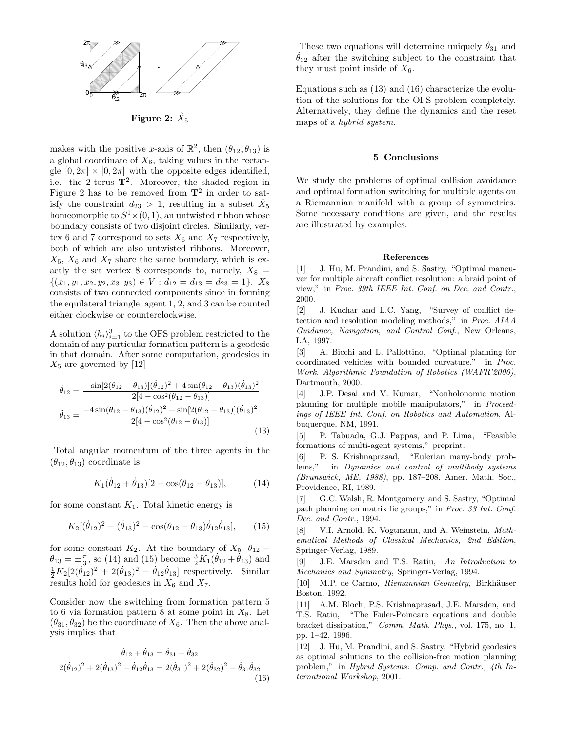2π

$\theta_{13}$

0

0 $\theta_{12}$ 2π

**Figure 2:** $\hat{X}_5$

makes with the positive $x$-axis of $\mathbb{R}^2$, then $(\theta_{12}, \theta_{13})$ is a global coordinate of $X_6$, taking values in the rectangle $[0, 2\pi] \times [0, 2\pi]$ with the opposite edges identified, i.e. the 2-torus $\mathbf{T}^2$. Moreover, the shaded region in Figure 2 has to be removed from $\mathbf{T}^2$ in order to satisfy the constraint $d_{23} > 1$, resulting in a subset $\hat{X}_5$ homeomorphic to $S^1 \times (0, 1)$, an untwisted ribbon whose boundary consists of two disjoint circles. Similarly, vertex 6 and 7 correspond to sets $X_6$ and $X_7$ respectively, both of which are also untwisted ribbons. Moreover, $X_5$, $X_6$ and $X_7$ share the same boundary, which is exactly the set vertex 8 corresponds to, namely, $X_8 = \{(x_1, y_1, x_2, y_2, x_3, y_3) \in V : d_{12} = d_{13} = d_{23} = 1\}$. $X_8$ consists of two connected components since in forming the equilateral triangle, agent 1, 2, and 3 can be counted either clockwise or counterclockwise.

A solution $\langle h_i \rangle_{i=1}^3$ to the OFS problem restricted to the domain of any particular formation pattern is a geodesic in that domain. After some computation, geodesics in $X_5$ are governed by [12]

$$
\begin{aligned}
\ddot{\theta}_{12} &= \frac{-\sin[2(\theta_{12}-\theta_{13})](\dot{\theta}_{12})^2 + 4\sin(\theta_{12}-\theta_{13})(\dot{\theta}_{13})^2}{2[4-\cos^2(\theta_{12}-\theta_{13})]} \\
\ddot{\theta}_{13} &= \frac{-4\sin(\theta_{12}-\theta_{13})(\dot{\theta}_{12})^2 + \sin[2(\theta_{12}-\theta_{13})](\dot{\theta}_{13})^2}{2[4-\cos^2(\theta_{12}-\theta_{13})]}
\end{aligned}
\tag{13}
$$

Total angular momentum of the three agents in the $(\theta_{12}, \theta_{13})$ coordinate is

$$K_1(\dot{\theta}_{12} + \dot{\theta}_{13})[2 - \cos(\theta_{12} - \theta_{13})], \tag{14}$$

for some constant $K_1$. Total kinetic energy is

$$K_2[(\dot{\theta}_{12})^2 + (\dot{\theta}_{13})^2 - \cos(\theta_{12} - \theta_{13})\dot{\theta}_{12}\dot{\theta}_{13}], \tag{15}$$

for some constant $K_2$. At the boundary of $X_5$, $\theta_{12} - \theta_{13} = \pm\frac{\pi}{3}$, so (14) and (15) become $\frac{3}{2}K_1(\dot{\theta}_{12} + \dot{\theta}_{13})$ and $\frac{1}{2}K_2[2(\dot{\theta}_{12})^2 + 2(\dot{\theta}_{13})^2 - \dot{\theta}_{12}\dot{\theta}_{13}]$ respectively. Similar results hold for geodesics in $X_6$ and $X_7$.

Consider now the switching from formation pattern 5 to 6 via formation pattern 8 at some point in $X_8$. Let $(\theta_{31}, \theta_{32})$ be the coordinate of $X_6$. Then the above analysis implies that

$$
\begin{aligned}
\dot{\theta}_{12} + \dot{\theta}_{13} &= \dot{\theta}_{31} + \dot{\theta}_{32} \\
2(\dot{\theta}_{12})^2 + 2(\dot{\theta}_{13})^2 - \dot{\theta}_{12}\dot{\theta}_{13} &= 2(\dot{\theta}_{31})^2 + 2(\dot{\theta}_{32})^2 - \dot{\theta}_{31}\dot{\theta}_{32}
\end{aligned}
\tag{16}
$$

These two equations will determine uniquely $\dot{\theta}_{31}$ and $\dot{\theta}_{32}$ after the switching subject to the constraint that they must point inside of $X_6$.

Equations such as (13) and (16) characterize the evolution of the solutions for the OFS problem completely. Alternatively, they define the dynamics and the reset maps of a *hybrid system*.

## 5 Conclusions

We study the problems of optimal collision avoidance and optimal formation switching for multiple agents on a Riemannian manifold with a group of symmetries. Some necessary conditions are given, and the results are illustrated by examples.

## References

[1] J. Hu, M. Prandini, and S. Sastry, "Optimal maneuver for multiple aircraft conflict resolution: a braid point of view," in *Proc. 39th IEEE Int. Conf. on Dec. and Contr.*, 2000.

[2] J. Kuchar and L.C. Yang, "Survey of conflict detection and resolution modeling methods," in *Proc. AIAA Guidance, Navigation, and Control Conf.*, New Orleans, LA, 1997.

[3] A. Bicchi and L. Pallottino, "Optimal planning for coordinated vehicles with bounded curvature," in *Proc. Work. Algorithmic Foundation of Robotics (WAFR'2000)*, Dartmouth, 2000.

[4] J.P. Desai and V. Kumar, "Nonholonomic motion planning for multiple mobile manipulators," in *Proceedings of IEEE Int. Conf. on Robotics and Automation*, Albuquerque, NM, 1991.

[5] P. Tabuada, G.J. Pappas, and P. Lima, "Feasible formations of multi-agent systems," preprint.

[6] P. S. Krishnaprasad, "Eulerian many-body problems," in *Dynamics and control of multibody systems (Brunswick, ME, 1988)*, pp. 187–208. Amer. Math. Soc., Providence, RI, 1989.

[7] G.C. Walsh, R. Montgomery, and S. Sastry, "Optimal path planning on matrix lie groups," in *Proc. 33 Int. Conf. Dec. and Contr.*, 1994.

[8] V.I. Arnold, K. Vogtmann, and A. Weinstein, *Mathematical Methods of Classical Mechanics, 2nd Edition*, Springer-Verlag, 1989.

[9] J.E. Marsden and T.S. Ratiu, *An Introduction to Mechanics and Symmetry*, Springer-Verlag, 1994.

[10] M.P. de Carmo, *Riemannian Geometry*, Birkhäuser Boston, 1992.

[11] A.M. Bloch, P.S. Krishnaprasad, J.E. Marsden, and T.S. Ratiu, "The Euler-Poincare equations and double bracket dissipation," *Comm. Math. Phys.*, vol. 175, no. 1, pp. 1–42, 1996.

[12] J. Hu, M. Prandini, and S. Sastry, "Hybrid geodesics as optimal solutions to the collision-free motion planning problem," in *Hybrid Systems: Comp. and Contr., 4th International Workshop*, 2001.